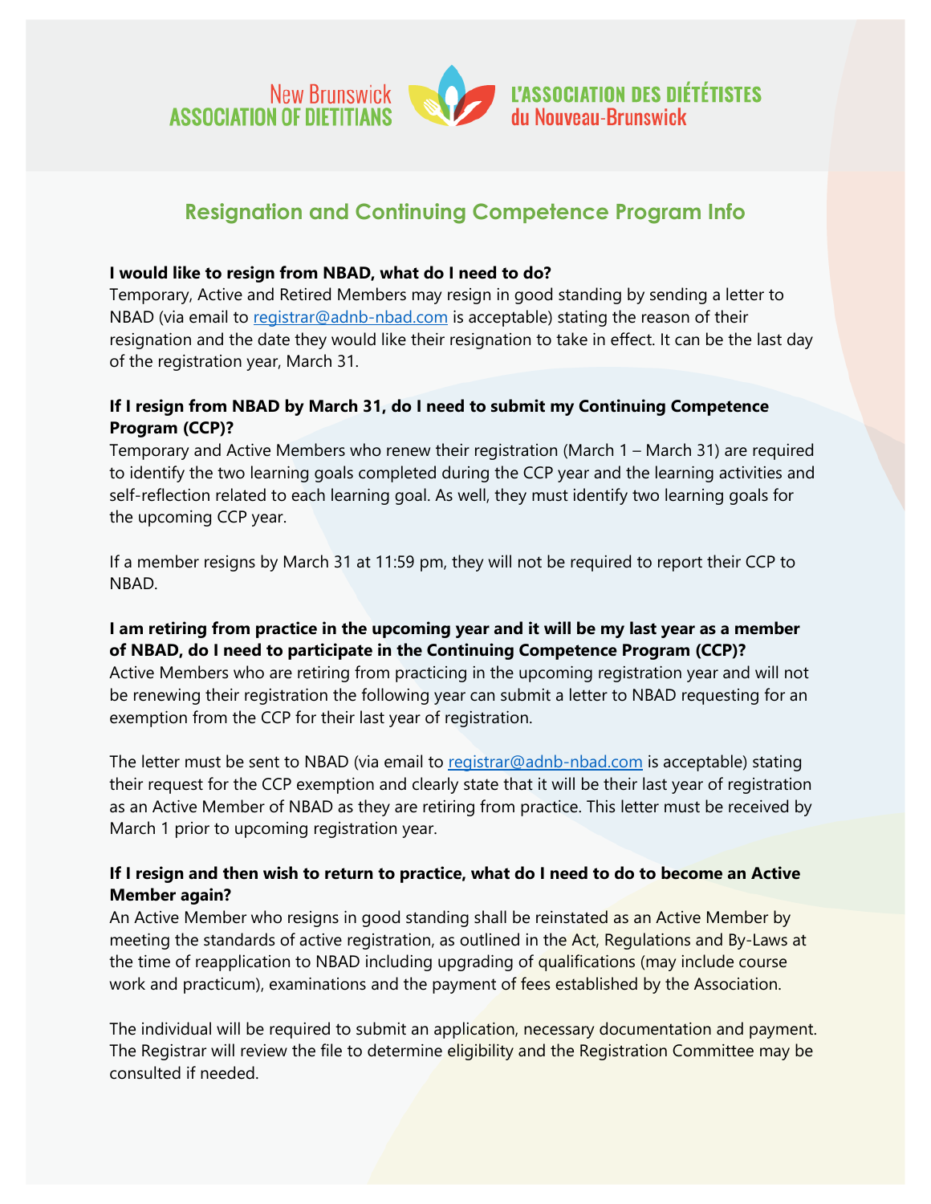New Brunswick ASSOCIATION OF DIETITIANS — L'ASSOCIATION DES DIÉTÉTISTES du Nouveau-Brunswick

# Resignation and Continuing Competence Program Info

**I would like to resign from NBAD, what do I need to do?**

Temporary, Active and Retired Members may resign in good standing by sending a letter to NBAD (via email to registrar@adnb-nbad.com is acceptable) stating the reason of their resignation and the date they would like their resignation to take in effect. It can be the last day of the registration year, March 31.

**If I resign from NBAD by March 31, do I need to submit my Continuing Competence Program (CCP)?**

Temporary and Active Members who renew their registration (March 1 – March 31) are required to identify the two learning goals completed during the CCP year and the learning activities and self-reflection related to each learning goal. As well, they must identify two learning goals for the upcoming CCP year.

If a member resigns by March 31 at 11:59 pm, they will not be required to report their CCP to NBAD.

**I am retiring from practice in the upcoming year and it will be my last year as a member of NBAD, do I need to participate in the Continuing Competence Program (CCP)?**

Active Members who are retiring from practicing in the upcoming registration year and will not be renewing their registration the following year can submit a letter to NBAD requesting for an exemption from the CCP for their last year of registration.

The letter must be sent to NBAD (via email to registrar@adnb-nbad.com is acceptable) stating their request for the CCP exemption and clearly state that it will be their last year of registration as an Active Member of NBAD as they are retiring from practice. This letter must be received by March 1 prior to upcoming registration year.

**If I resign and then wish to return to practice, what do I need to do to become an Active Member again?**

An Active Member who resigns in good standing shall be reinstated as an Active Member by meeting the standards of active registration, as outlined in the Act, Regulations and By-Laws at the time of reapplication to NBAD including upgrading of qualifications (may include course work and practicum), examinations and the payment of fees established by the Association.

The individual will be required to submit an application, necessary documentation and payment. The Registrar will review the file to determine eligibility and the Registration Committee may be consulted if needed.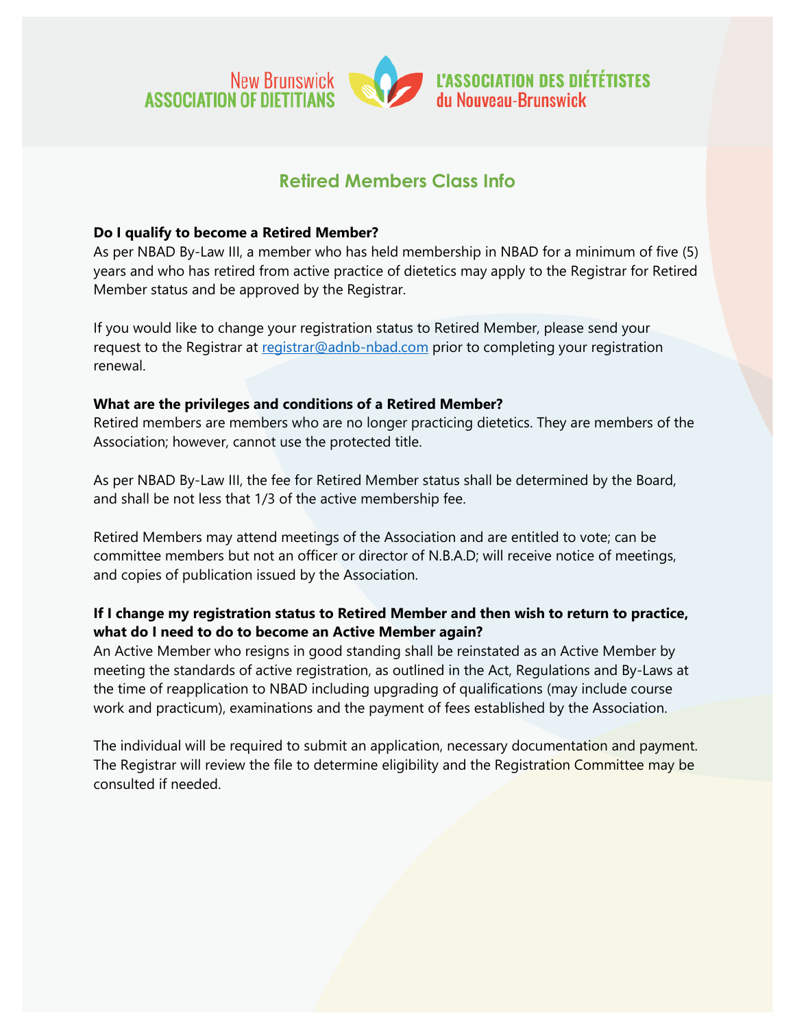New Brunswick ASSOCIATION OF DIETITIANS

L'ASSOCIATION DES DIÉTÉTISTES du Nouveau-Brunswick

## Retired Members Class Info

**Do I qualify to become a Retired Member?**

As per NBAD By-Law III, a member who has held membership in NBAD for a minimum of five (5) years and who has retired from active practice of dietetics may apply to the Registrar for Retired Member status and be approved by the Registrar.

If you would like to change your registration status to Retired Member, please send your request to the Registrar at registrar@adnb-nbad.com prior to completing your registration renewal.

**What are the privileges and conditions of a Retired Member?**

Retired members are members who are no longer practicing dietetics. They are members of the Association; however, cannot use the protected title.

As per NBAD By-Law III, the fee for Retired Member status shall be determined by the Board, and shall be not less that 1/3 of the active membership fee.

Retired Members may attend meetings of the Association and are entitled to vote; can be committee members but not an officer or director of N.B.A.D; will receive notice of meetings, and copies of publication issued by the Association.

**If I change my registration status to Retired Member and then wish to return to practice, what do I need to do to become an Active Member again?**

An Active Member who resigns in good standing shall be reinstated as an Active Member by meeting the standards of active registration, as outlined in the Act, Regulations and By-Laws at the time of reapplication to NBAD including upgrading of qualifications (may include course work and practicum), examinations and the payment of fees established by the Association.

The individual will be required to submit an application, necessary documentation and payment. The Registrar will review the file to determine eligibility and the Registration Committee may be consulted if needed.